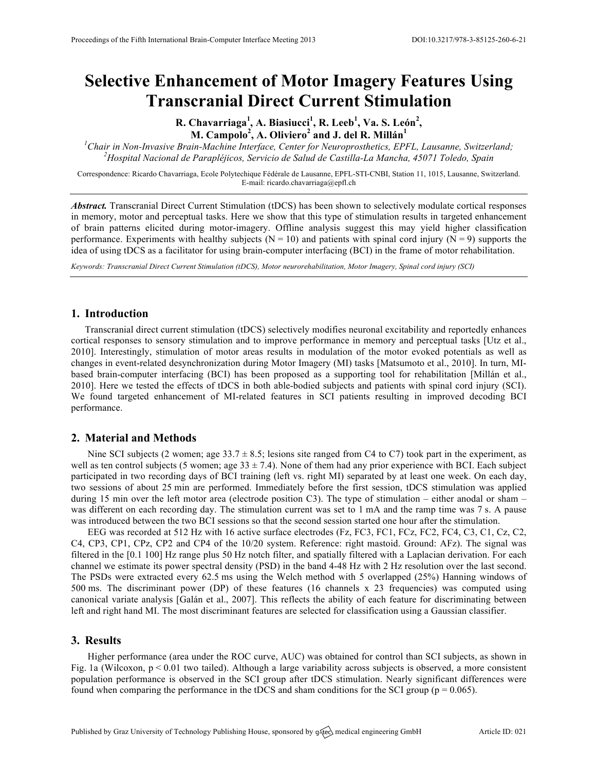# Selective Enhancement of Motor Imagery Features Using Transcranial Direct Current Stimulation

**R. Chavarriaga[1], A. Biasiucci[1], R. Leeb[1], Va. S. León[2], M. Campolo[2], A. Oliviero[2] and J. del R. Millán[1]**

[1]*Chair in Non-Invasive Brain-Machine Interface, Center for Neuroprosthetics, EPFL, Lausanne, Switzerland;*
[2]*Hospital Nacional de Parapléjicos, Servicio de Salud de Castilla-La Mancha, 45071 Toledo, Spain*

Correspondence: Ricardo Chavarriaga, Ecole Polytechique Fédérale de Lausanne, EPFL-STI-CNBI, Station 11, 1015, Lausanne, Switzerland. E-mail: ricardo.chavarriaga@epfl.ch

***Abstract.*** Transcranial Direct Current Stimulation (tDCS) has been shown to selectively modulate cortical responses in memory, motor and perceptual tasks. Here we show that this type of stimulation results in targeted enhancement of brain patterns elicited during motor-imagery. Offline analysis suggest this may yield higher classification performance. Experiments with healthy subjects ($N = 10$) and patients with spinal cord injury ($N = 9$) supports the idea of using tDCS as a facilitator for using brain-computer interfacing (BCI) in the frame of motor rehabilitation.

*Keywords: Transcranial Direct Current Stimulation (tDCS), Motor neurorehabilitation, Motor Imagery, Spinal cord injury (SCI)*

## 1. Introduction

Transcranial direct current stimulation (tDCS) selectively modifies neuronal excitability and reportedly enhances cortical responses to sensory stimulation and to improve performance in memory and perceptual tasks [Utz et al., 2010]. Interestingly, stimulation of motor areas results in modulation of the motor evoked potentials as well as changes in event-related desynchronization during Motor Imagery (MI) tasks [Matsumoto et al., 2010]. In turn, MI-based brain-computer interfacing (BCI) has been proposed as a supporting tool for rehabilitation [Millán et al., 2010]. Here we tested the effects of tDCS in both able-bodied subjects and patients with spinal cord injury (SCI). We found targeted enhancement of MI-related features in SCI patients resulting in improved decoding BCI performance.

## 2. Material and Methods

Nine SCI subjects (2 women; age $33.7 \pm 8.5$; lesions site ranged from C4 to C7) took part in the experiment, as well as ten control subjects (5 women; age $33 \pm 7.4$). None of them had any prior experience with BCI. Each subject participated in two recording days of BCI training (left vs. right MI) separated by at least one week. On each day, two sessions of about 25 min are performed. Immediately before the first session, tDCS stimulation was applied during 15 min over the left motor area (electrode position C3). The type of stimulation – either anodal or sham – was different on each recording day. The stimulation current was set to 1 mA and the ramp time was 7 s. A pause was introduced between the two BCI sessions so that the second session started one hour after the stimulation.

EEG was recorded at 512 Hz with 16 active surface electrodes (Fz, FC3, FC1, FCz, FC2, FC4, C3, C1, Cz, C2, C4, CP3, CP1, CPz, CP2 and CP4 of the 10/20 system. Reference: right mastoid. Ground: AFz). The signal was filtered in the [0.1 100] Hz range plus 50 Hz notch filter, and spatially filtered with a Laplacian derivation. For each channel we estimate its power spectral density (PSD) in the band 4-48 Hz with 2 Hz resolution over the last second. The PSDs were extracted every 62.5 ms using the Welch method with 5 overlapped (25%) Hanning windows of 500 ms. The discriminant power (DP) of these features (16 channels x 23 frequencies) was computed using canonical variate analysis [Galán et al., 2007]. This reflects the ability of each feature for discriminating between left and right hand MI. The most discriminant features are selected for classification using a Gaussian classifier.

## 3. Results

Higher performance (area under the ROC curve, AUC) was obtained for control than SCI subjects, as shown in Fig. 1a (Wilcoxon, $p < 0.01$ two tailed). Although a large variability across subjects is observed, a more consistent population performance is observed in the SCI group after tDCS stimulation. Nearly significant differences were found when comparing the performance in the tDCS and sham conditions for the SCI group ($p = 0.065$).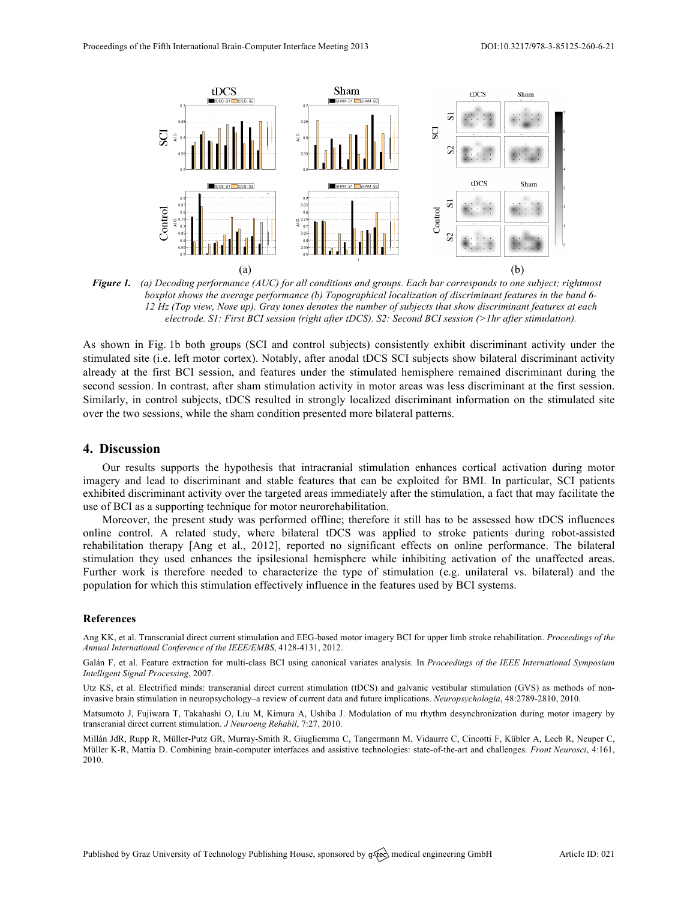tDCS

Sham

SCI

Control

(a)

tDCS

Sham

SCI

S1

S2

tDCS

Sham

Control

S1

S2

(b)

***Figure 1.*** *(a) Decoding performance (AUC) for all conditions and groups. Each bar corresponds to one subject; rightmost boxplot shows the average performance (b) Topographical localization of discriminant features in the band 6-12 Hz (Top view, Nose up). Gray tones denotes the number of subjects that show discriminant features at each electrode. S1: First BCI session (right after tDCS). S2: Second BCI session (>1hr after stimulation).*

As shown in Fig. 1b both groups (SCI and control subjects) consistently exhibit discriminant activity under the stimulated site (i.e. left motor cortex). Notably, after anodal tDCS SCI subjects show bilateral discriminant activity already at the first BCI session, and features under the stimulated hemisphere remained discriminant during the second session. In contrast, after sham stimulation activity in motor areas was less discriminant at the first session. Similarly, in control subjects, tDCS resulted in strongly localized discriminant information on the stimulated site over the two sessions, while the sham condition presented more bilateral patterns.

## 4. Discussion

Our results supports the hypothesis that intracranial stimulation enhances cortical activation during motor imagery and lead to discriminant and stable features that can be exploited for BMI. In particular, SCI patients exhibited discriminant activity over the targeted areas immediately after the stimulation, a fact that may facilitate the use of BCI as a supporting technique for motor neurorehabilitation.

Moreover, the present study was performed offline; therefore it still has to be assessed how tDCS influences online control. A related study, where bilateral tDCS was applied to stroke patients during robot-assisted rehabilitation therapy [Ang et al., 2012], reported no significant effects on online performance. The bilateral stimulation they used enhances the ipsilesional hemisphere while inhibiting activation of the unaffected areas. Further work is therefore needed to characterize the type of stimulation (e.g. unilateral vs. bilateral) and the population for which this stimulation effectively influence in the features used by BCI systems.

### References

Ang KK, et al. Transcranial direct current stimulation and EEG-based motor imagery BCI for upper limb stroke rehabilitation. *Proceedings of the Annual International Conference of the IEEE/EMBS*, 4128-4131, 2012.

Galán F, et al. Feature extraction for multi-class BCI using canonical variates analysis. In *Proceedings of the IEEE International Symposium Intelligent Signal Processing*, 2007.

Utz KS, et al. Electrified minds: transcranial direct current stimulation (tDCS) and galvanic vestibular stimulation (GVS) as methods of non-invasive brain stimulation in neuropsychology–a review of current data and future implications. *Neuropsychologia*, 48:2789-2810, 2010.

Matsumoto J, Fujiwara T, Takahashi O, Liu M, Kimura A, Ushiba J. Modulation of mu rhythm desynchronization during motor imagery by transcranial direct current stimulation. *J Neuroeng Rehabil*, 7:27, 2010.

Millán JdR, Rupp R, Müller-Putz GR, Murray-Smith R, Giugliemma C, Tangermann M, Vidaurre C, Cincotti F, Kübler A, Leeb R, Neuper C, Müller K-R, Mattia D. Combining brain-computer interfaces and assistive technologies: state-of-the-art and challenges. *Front Neurosci*, 4:161, 2010.